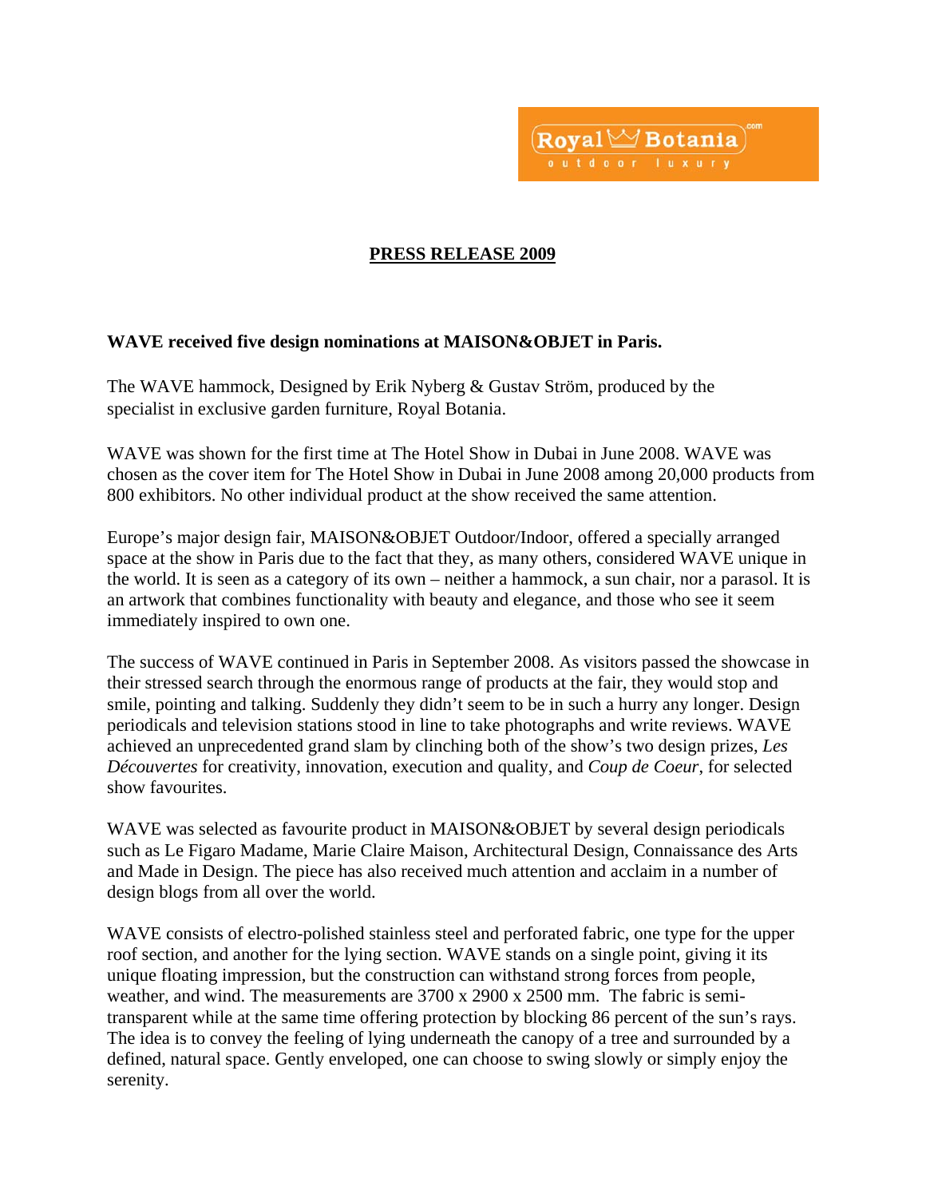Royal Botania .com
outdoor luxury

**PRESS RELEASE 2009**

**WAVE received five design nominations at MAISON&OBJET in Paris.**

The WAVE hammock, Designed by Erik Nyberg & Gustav Ström, produced by the specialist in exclusive garden furniture, Royal Botania.

WAVE was shown for the first time at The Hotel Show in Dubai in June 2008. WAVE was chosen as the cover item for The Hotel Show in Dubai in June 2008 among 20,000 products from 800 exhibitors. No other individual product at the show received the same attention.

Europe's major design fair, MAISON&OBJET Outdoor/Indoor, offered a specially arranged space at the show in Paris due to the fact that they, as many others, considered WAVE unique in the world. It is seen as a category of its own – neither a hammock, a sun chair, nor a parasol. It is an artwork that combines functionality with beauty and elegance, and those who see it seem immediately inspired to own one.

The success of WAVE continued in Paris in September 2008. As visitors passed the showcase in their stressed search through the enormous range of products at the fair, they would stop and smile, pointing and talking. Suddenly they didn't seem to be in such a hurry any longer. Design periodicals and television stations stood in line to take photographs and write reviews. WAVE achieved an unprecedented grand slam by clinching both of the show's two design prizes, *Les Découvertes* for creativity, innovation, execution and quality, and *Coup de Coeur*, for selected show favourites.

WAVE was selected as favourite product in MAISON&OBJET by several design periodicals such as Le Figaro Madame, Marie Claire Maison, Architectural Design, Connaissance des Arts and Made in Design. The piece has also received much attention and acclaim in a number of design blogs from all over the world.

WAVE consists of electro-polished stainless steel and perforated fabric, one type for the upper roof section, and another for the lying section. WAVE stands on a single point, giving it its unique floating impression, but the construction can withstand strong forces from people, weather, and wind. The measurements are 3700 x 2900 x 2500 mm. The fabric is semi-transparent while at the same time offering protection by blocking 86 percent of the sun's rays. The idea is to convey the feeling of lying underneath the canopy of a tree and surrounded by a defined, natural space. Gently enveloped, one can choose to swing slowly or simply enjoy the serenity.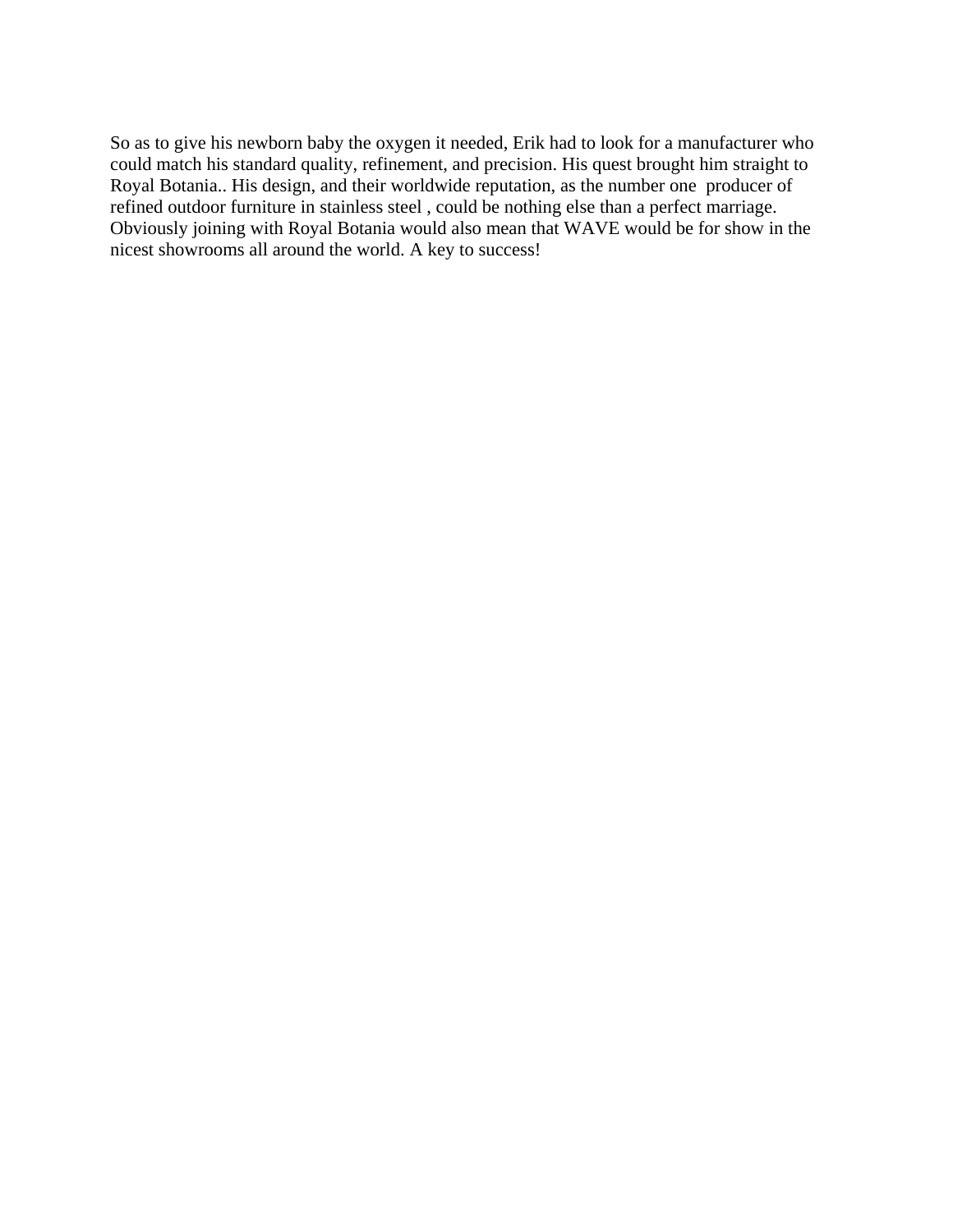So as to give his newborn baby the oxygen it needed, Erik had to look for a manufacturer who could match his standard quality, refinement, and precision. His quest brought him straight to Royal Botania.. His design, and their worldwide reputation, as the number one producer of refined outdoor furniture in stainless steel , could be nothing else than a perfect marriage. Obviously joining with Royal Botania would also mean that WAVE would be for show in the nicest showrooms all around the world. A key to success!